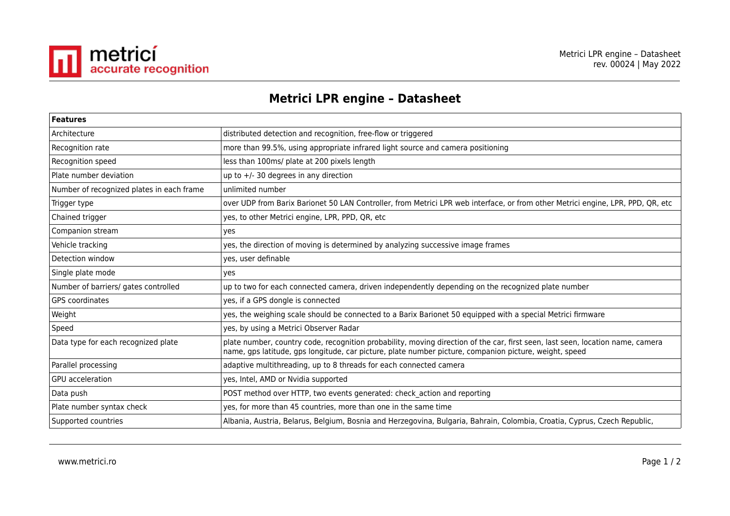# Metrici LPR engine – Datasheet

| Features | |
|---|---|
| Architecture | distributed detection and recognition, free-flow or triggered |
| Recognition rate | more than 99.5%, using appropriate infrared light source and camera positioning |
| Recognition speed | less than 100ms/ plate at 200 pixels length |
| Plate number deviation | up to +/- 30 degrees in any direction |
| Number of recognized plates in each frame | unlimited number |
| Trigger type | over UDP from Barix Barionet 50 LAN Controller, from Metrici LPR web interface, or from other Metrici engine, LPR, PPD, QR, etc |
| Chained trigger | yes, to other Metrici engine, LPR, PPD, QR, etc |
| Companion stream | yes |
| Vehicle tracking | yes, the direction of moving is determined by analyzing successive image frames |
| Detection window | yes, user definable |
| Single plate mode | yes |
| Number of barriers/ gates controlled | up to two for each connected camera, driven independently depending on the recognized plate number |
| GPS coordinates | yes, if a GPS dongle is connected |
| Weight | yes, the weighing scale should be connected to a Barix Barionet 50 equipped with a special Metrici firmware |
| Speed | yes, by using a Metrici Observer Radar |
| Data type for each recognized plate | plate number, country code, recognition probability, moving direction of the car, first seen, last seen, location name, camera name, gps latitude, gps longitude, car picture, plate number picture, companion picture, weight, speed |
| Parallel processing | adaptive multithreading, up to 8 threads for each connected camera |
| GPU acceleration | yes, Intel, AMD or Nvidia supported |
| Data push | POST method over HTTP, two events generated: check_action and reporting |
| Plate number syntax check | yes, for more than 45 countries, more than one in the same time |
| Supported countries | Albania, Austria, Belarus, Belgium, Bosnia and Herzegovina, Bulgaria, Bahrain, Colombia, Croatia, Cyprus, Czech Republic, |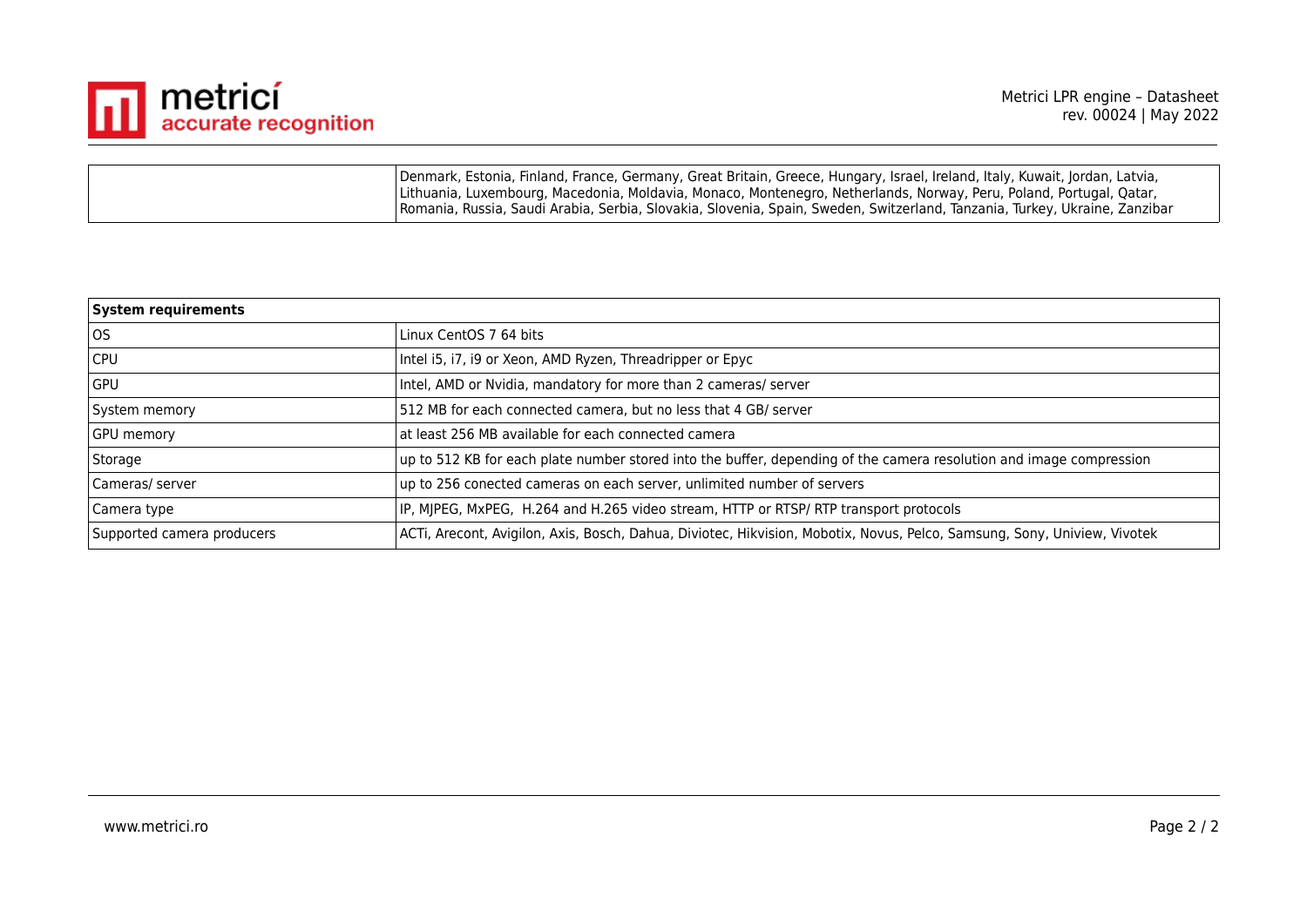| | |
|---|---|
| | Denmark, Estonia, Finland, France, Germany, Great Britain, Greece, Hungary, Israel, Ireland, Italy, Kuwait, Jordan, Latvia, Lithuania, Luxembourg, Macedonia, Moldavia, Monaco, Montenegro, Netherlands, Norway, Peru, Poland, Portugal, Qatar, Romania, Russia, Saudi Arabia, Serbia, Slovakia, Slovenia, Spain, Sweden, Switzerland, Tanzania, Turkey, Ukraine, Zanzibar |

| **System requirements** | |
|---|---|
| OS | Linux CentOS 7 64 bits |
| CPU | Intel i5, i7, i9 or Xeon, AMD Ryzen, Threadripper or Epyc |
| GPU | Intel, AMD or Nvidia, mandatory for more than 2 cameras/ server |
| System memory | 512 MB for each connected camera, but no less that 4 GB/ server |
| GPU memory | at least 256 MB available for each connected camera |
| Storage | up to 512 KB for each plate number stored into the buffer, depending of the camera resolution and image compression |
| Cameras/ server | up to 256 conected cameras on each server, unlimited number of servers |
| Camera type | IP, MJPEG, MxPEG, H.264 and H.265 video stream, HTTP or RTSP/ RTP transport protocols |
| Supported camera producers | ACTi, Arecont, Avigilon, Axis, Bosch, Dahua, Diviotec, Hikvision, Mobotix, Novus, Pelco, Samsung, Sony, Uniview, Vivotek |